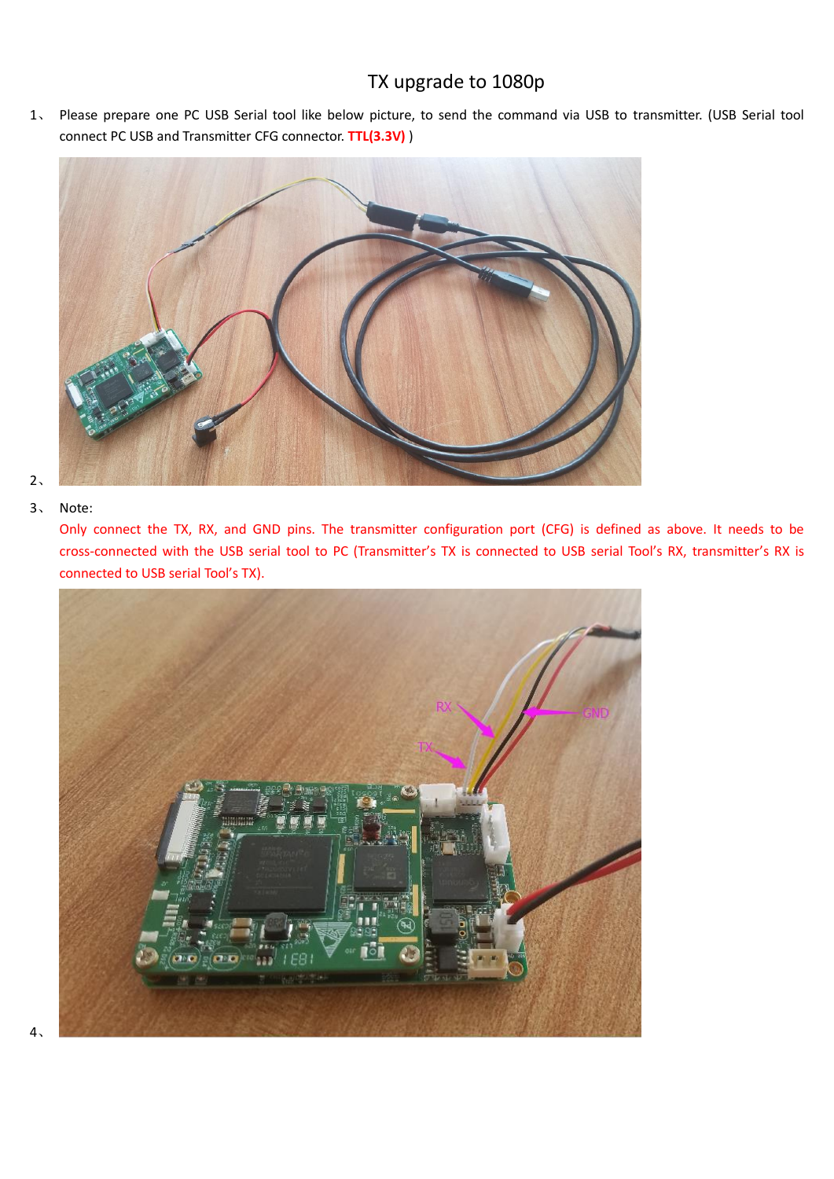# TX upgrade to 1080p

1、 Please prepare one PC USB Serial tool like below picture, to send the command via USB to transmitter. (USB Serial tool connect PC USB and Transmitter CFG connector. **TTL(3.3V)** )

2、

3、 Note:

Only connect the TX, RX, and GND pins. The transmitter configuration port (CFG) is defined as above. It needs to be cross-connected with the USB serial tool to PC (Transmitter's TX is connected to USB serial Tool's RX, transmitter's RX is connected to USB serial Tool's TX).

4、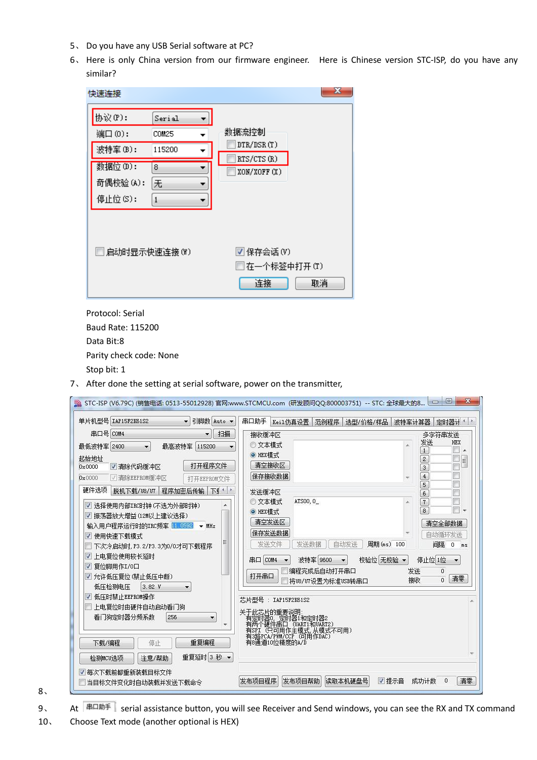5、 Do you have any USB Serial software at PC?

6、 Here is only China version from our firmware engineer. Here is Chinese version STC-ISP, do you have any similar?

Protocol: Serial

Baud Rate: 115200

Data Bit:8

Parity check code: None

Stop bit: 1

7、 After done the setting at serial software, power on the transmitter,

8、

9、 At 串口助手 serial assistance button, you will see Receiver and Send windows, you can see the RX and TX command

10、 Choose Text mode (another optional is HEX)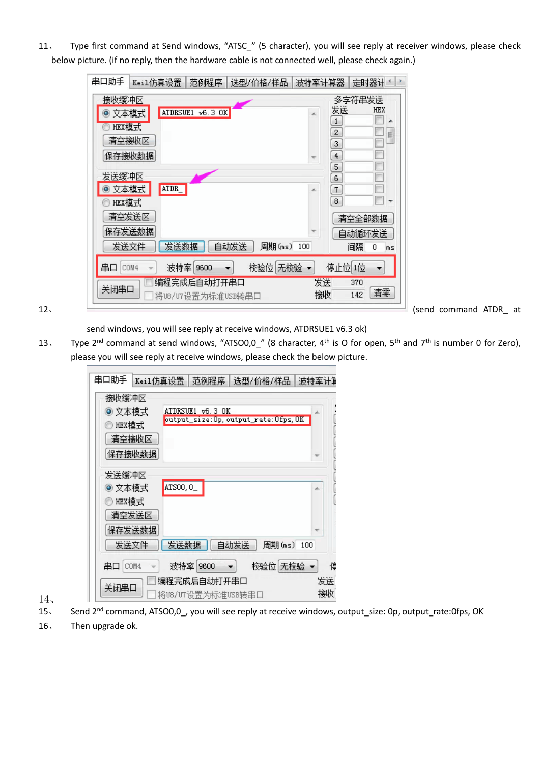11、 Type first command at Send windows, "ATSC_" (5 character), you will see reply at receiver windows, please check below picture. (if no reply, then the hardware cable is not connected well, please check again.)

12、 (send command ATDR_ at send windows, you will see reply at receive windows, ATDRSUE1 v6.3 ok)

13、 Type 2nd command at send windows, "ATSO0,0_" (8 character, 4th is O for open, 5th and 7th is number 0 for Zero), please you will see reply at receive windows, please check the below picture.

14、

15、 Send 2nd command, ATSO0,0_, you will see reply at receive windows, output_size: 0p, output_rate:0fps, OK

16、 Then upgrade ok.